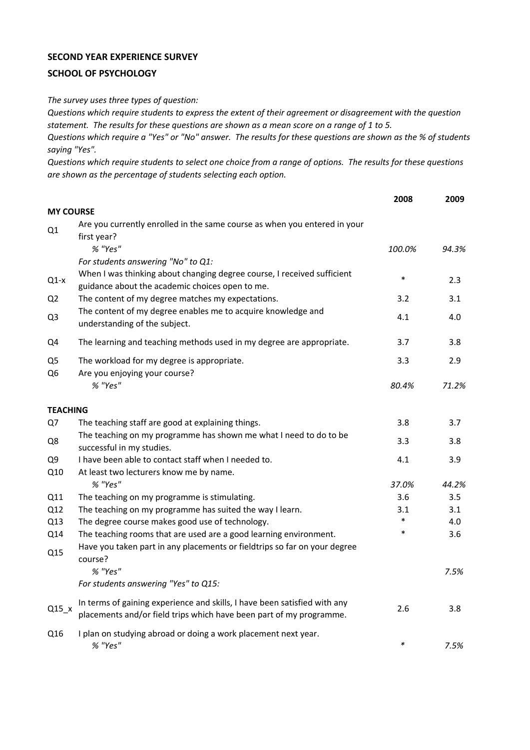**SECOND YEAR EXPERIENCE SURVEY**

**SCHOOL OF PSYCHOLOGY**

*The survey uses three types of question:*
*Questions which require students to express the extent of their agreement or disagreement with the question statement. The results for these questions are shown as a mean score on a range of 1 to 5.*
*Questions which require a "Yes" or "No" answer. The results for these questions are shown as the % of students saying "Yes".*
*Questions which require students to select one choice from a range of options. The results for these questions are shown as the percentage of students selecting each option.*

| | | **2008** | **2009** |
|---|---|---|---|
| **MY COURSE** | | | |
| Q1 | Are you currently enrolled in the same course as when you entered in your first year? | | |
| | *% "Yes"* | *100.0%* | *94.3%* |
| | *For students answering "No" to Q1:* | | |
| Q1-x | When I was thinking about changing degree course, I received sufficient guidance about the academic choices open to me. | * | 2.3 |
| Q2 | The content of my degree matches my expectations. | 3.2 | 3.1 |
| Q3 | The content of my degree enables me to acquire knowledge and understanding of the subject. | 4.1 | 4.0 |
| Q4 | The learning and teaching methods used in my degree are appropriate. | 3.7 | 3.8 |
| Q5 | The workload for my degree is appropriate. | 3.3 | 2.9 |
| Q6 | Are you enjoying your course? | | |
| | *% "Yes"* | *80.4%* | *71.2%* |
| **TEACHING** | | | |
| Q7 | The teaching staff are good at explaining things. | 3.8 | 3.7 |
| Q8 | The teaching on my programme has shown me what I need to do to be successful in my studies. | 3.3 | 3.8 |
| Q9 | I have been able to contact staff when I needed to. | 4.1 | 3.9 |
| Q10 | At least two lecturers know me by name. | | |
| | *% "Yes"* | *37.0%* | *44.2%* |
| Q11 | The teaching on my programme is stimulating. | 3.6 | 3.5 |
| Q12 | The teaching on my programme has suited the way I learn. | 3.1 | 3.1 |
| Q13 | The degree course makes good use of technology. | * | 4.0 |
| Q14 | The teaching rooms that are used are a good learning environment. | * | 3.6 |
| Q15 | Have you taken part in any placements or fieldtrips so far on your degree course? | | |
| | *% "Yes"* | | *7.5%* |
| | *For students answering "Yes" to Q15:* | | |
| Q15_x | In terms of gaining experience and skills, I have been satisfied with any placements and/or field trips which have been part of my programme. | 2.6 | 3.8 |
| Q16 | I plan on studying abroad or doing a work placement next year. | | |
| | *% "Yes"* | * | *7.5%* |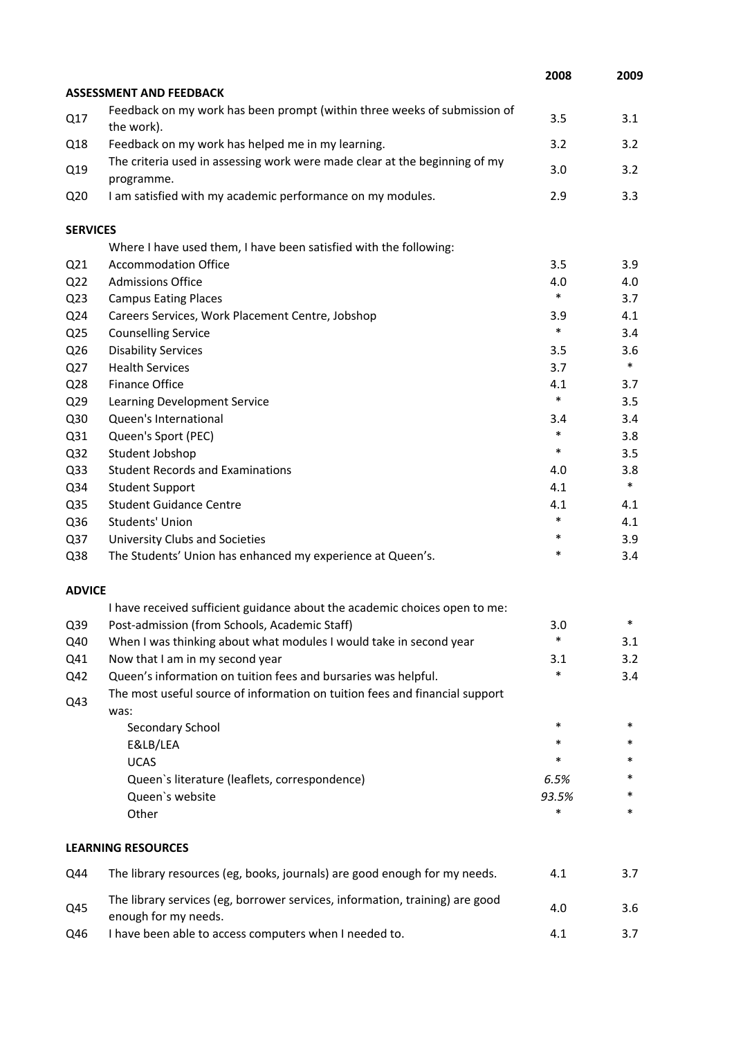| | | 2008 | 2009 |
|---|---|---|---|
| **ASSESSMENT AND FEEDBACK** | | | |
| Q17 | Feedback on my work has been prompt (within three weeks of submission of the work). | 3.5 | 3.1 |
| Q18 | Feedback on my work has helped me in my learning. | 3.2 | 3.2 |
| Q19 | The criteria used in assessing work were made clear at the beginning of my programme. | 3.0 | 3.2 |
| Q20 | I am satisfied with my academic performance on my modules. | 2.9 | 3.3 |
| **SERVICES** | | | |
| | Where I have used them, I have been satisfied with the following: | | |
| Q21 | Accommodation Office | 3.5 | 3.9 |
| Q22 | Admissions Office | 4.0 | 4.0 |
| Q23 | Campus Eating Places | * | 3.7 |
| Q24 | Careers Services, Work Placement Centre, Jobshop | 3.9 | 4.1 |
| Q25 | Counselling Service | * | 3.4 |
| Q26 | Disability Services | 3.5 | 3.6 |
| Q27 | Health Services | 3.7 | * |
| Q28 | Finance Office | 4.1 | 3.7 |
| Q29 | Learning Development Service | * | 3.5 |
| Q30 | Queen's International | 3.4 | 3.4 |
| Q31 | Queen's Sport (PEC) | * | 3.8 |
| Q32 | Student Jobshop | * | 3.5 |
| Q33 | Student Records and Examinations | 4.0 | 3.8 |
| Q34 | Student Support | 4.1 | * |
| Q35 | Student Guidance Centre | 4.1 | 4.1 |
| Q36 | Students' Union | * | 4.1 |
| Q37 | University Clubs and Societies | * | 3.9 |
| Q38 | The Students' Union has enhanced my experience at Queen's. | * | 3.4 |
| **ADVICE** | | | |
| | I have received sufficient guidance about the academic choices open to me: | | |
| Q39 | Post-admission (from Schools, Academic Staff) | 3.0 | * |
| Q40 | When I was thinking about what modules I would take in second year | * | 3.1 |
| Q41 | Now that I am in my second year | 3.1 | 3.2 |
| Q42 | Queen's information on tuition fees and bursaries was helpful. | * | 3.4 |
| Q43 | The most useful source of information on tuition fees and financial support was: | | |
| | Secondary School | * | * |
| | E&LB/LEA | * | * |
| | UCAS | * | * |
| | Queen`s literature (leaflets, correspondence) | *6.5%* | * |
| | Queen`s website | *93.5%* | * |
| | Other | * | * |
| **LEARNING RESOURCES** | | | |
| Q44 | The library resources (eg, books, journals) are good enough for my needs. | 4.1 | 3.7 |
| Q45 | The library services (eg, borrower services, information, training) are good enough for my needs. | 4.0 | 3.6 |
| Q46 | I have been able to access computers when I needed to. | 4.1 | 3.7 |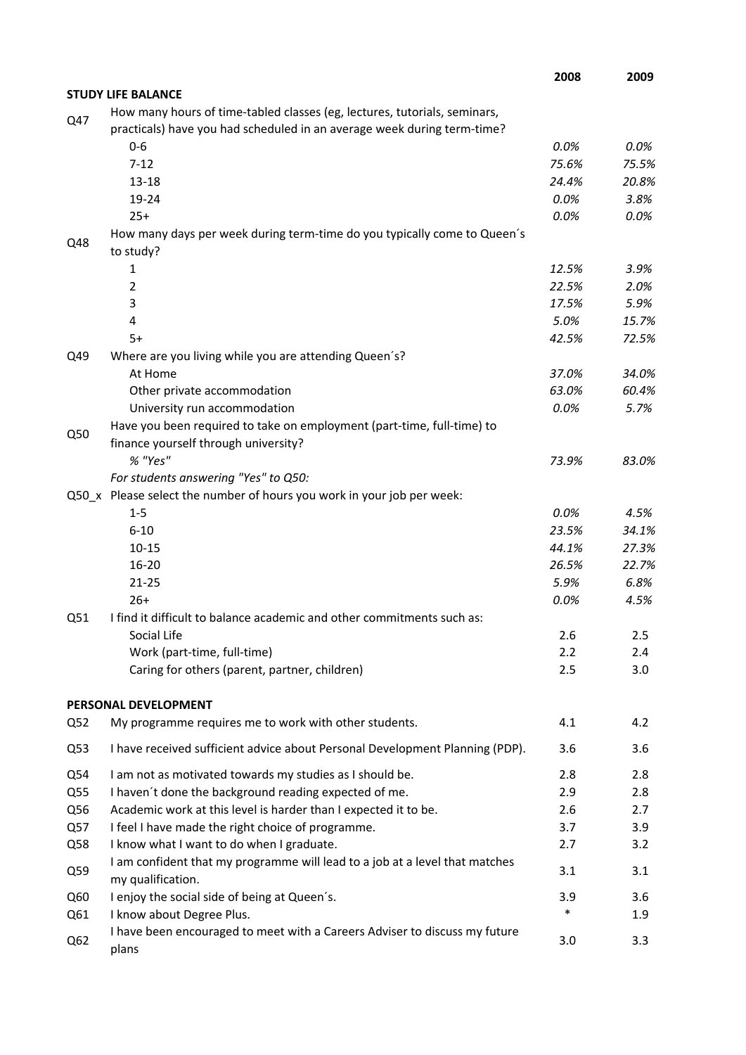| | | 2008 | 2009 |
|---|---|---|---|
| **STUDY LIFE BALANCE** | | | |
| Q47 | How many hours of time-tabled classes (eg, lectures, tutorials, seminars, practicals) have you had scheduled in an average week during term-time? | | |
| | 0-6 | *0.0%* | *0.0%* |
| | 7-12 | *75.6%* | *75.5%* |
| | 13-18 | *24.4%* | *20.8%* |
| | 19-24 | *0.0%* | *3.8%* |
| | 25+ | *0.0%* | *0.0%* |
| Q48 | How many days per week during term-time do you typically come to Queen´s to study? | | |
| | 1 | *12.5%* | *3.9%* |
| | 2 | *22.5%* | *2.0%* |
| | 3 | *17.5%* | *5.9%* |
| | 4 | *5.0%* | *15.7%* |
| | 5+ | *42.5%* | *72.5%* |
| Q49 | Where are you living while you are attending Queen´s? | | |
| | At Home | *37.0%* | *34.0%* |
| | Other private accommodation | *63.0%* | *60.4%* |
| | University run accommodation | *0.0%* | *5.7%* |
| Q50 | Have you been required to take on employment (part-time, full-time) to finance yourself through university? | | |
| | *% "Yes"* | *73.9%* | *83.0%* |
| | *For students answering "Yes" to Q50:* | | |
| Q50_x | Please select the number of hours you work in your job per week: | | |
| | 1-5 | *0.0%* | *4.5%* |
| | 6-10 | *23.5%* | *34.1%* |
| | 10-15 | *44.1%* | *27.3%* |
| | 16-20 | *26.5%* | *22.7%* |
| | 21-25 | *5.9%* | *6.8%* |
| | 26+ | *0.0%* | *4.5%* |
| Q51 | I find it difficult to balance academic and other commitments such as: | | |
| | Social Life | 2.6 | 2.5 |
| | Work (part-time, full-time) | 2.2 | 2.4 |
| | Caring for others (parent, partner, children) | 2.5 | 3.0 |
| **PERSONAL DEVELOPMENT** | | | |
| Q52 | My programme requires me to work with other students. | 4.1 | 4.2 |
| Q53 | I have received sufficient advice about Personal Development Planning (PDP). | 3.6 | 3.6 |
| Q54 | I am not as motivated towards my studies as I should be. | 2.8 | 2.8 |
| Q55 | I haven´t done the background reading expected of me. | 2.9 | 2.8 |
| Q56 | Academic work at this level is harder than I expected it to be. | 2.6 | 2.7 |
| Q57 | I feel I have made the right choice of programme. | 3.7 | 3.9 |
| Q58 | I know what I want to do when I graduate. | 2.7 | 3.2 |
| Q59 | I am confident that my programme will lead to a job at a level that matches my qualification. | 3.1 | 3.1 |
| Q60 | I enjoy the social side of being at Queen´s. | 3.9 | 3.6 |
| Q61 | I know about Degree Plus. | * | 1.9 |
| Q62 | I have been encouraged to meet with a Careers Adviser to discuss my future plans | 3.0 | 3.3 |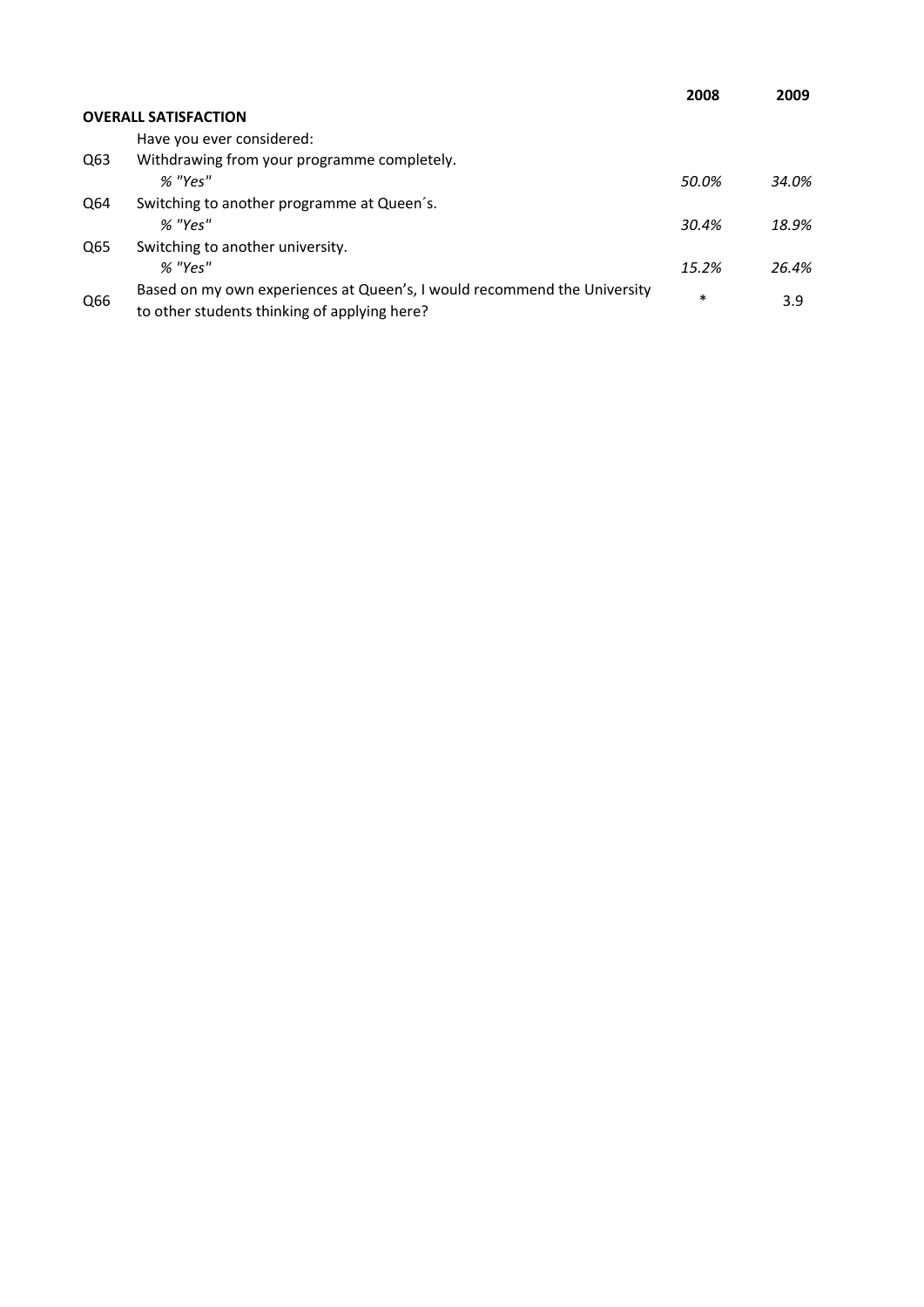| | | 2008 | 2009 |
|---|---|---|---|
| **OVERALL SATISFACTION** | | | |
| | Have you ever considered: | | |
| Q63 | Withdrawing from your programme completely. | | |
| | *% "Yes"* | *50.0%* | *34.0%* |
| Q64 | Switching to another programme at Queen´s. | | |
| | *% "Yes"* | *30.4%* | *18.9%* |
| Q65 | Switching to another university. | | |
| | *% "Yes"* | *15.2%* | *26.4%* |
| Q66 | Based on my own experiences at Queen's, I would recommend the University to other students thinking of applying here? | * | 3.9 |